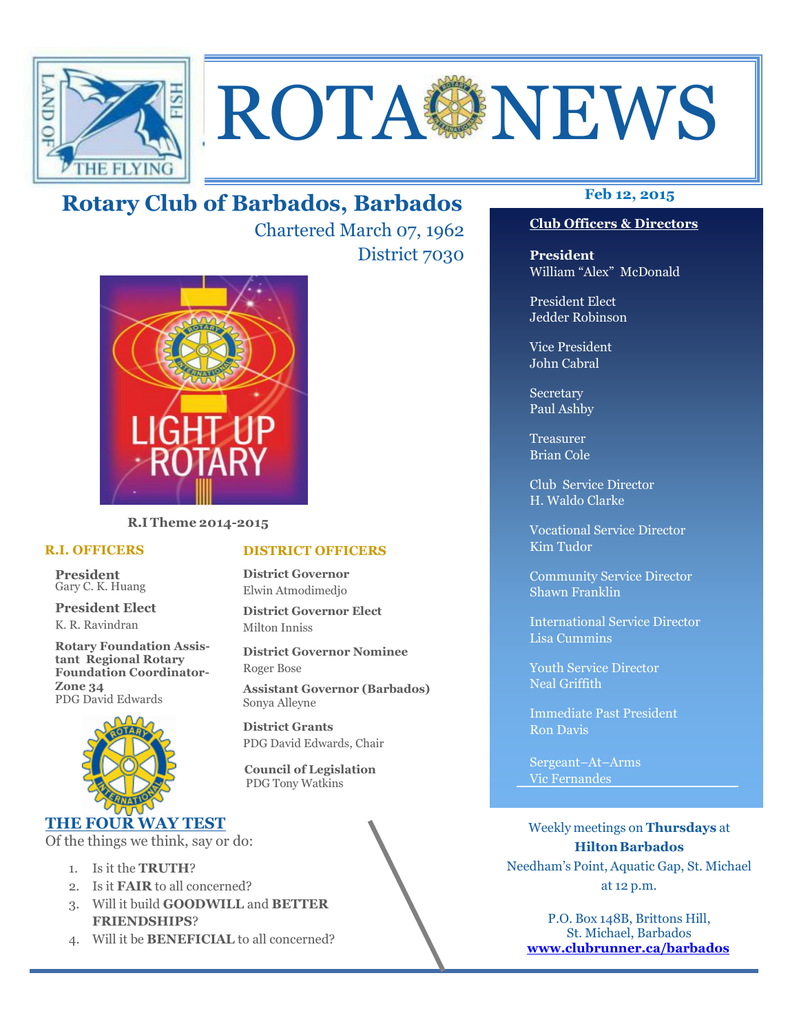# ROTA NEWS

## Rotary Club of Barbados, Barbados

Chartered March 07, 1962

District 7030

**Feb 12, 2015**

R.I Theme 2014-2015

### R.I. OFFICERS

**President**
Gary C. K. Huang

**President Elect**
K. R. Ravindran

**Rotary Foundation Assistant Regional Rotary Foundation Coordinator- Zone 34**
PDG David Edwards

### DISTRICT OFFICERS

**District Governor**
Elwin Atmodimedjo

**District Governor Elect**
Milton Inniss

**District Governor Nominee**
Roger Bose

**Assistant Governor (Barbados)**
Sonya Alleyne

**District Grants**
PDG David Edwards, Chair

**Council of Legislation**
PDG Tony Watkins

### THE FOUR WAY TEST

Of the things we think, say or do:

1. Is it the **TRUTH**?
2. Is it **FAIR** to all concerned?
3. Will it build **GOODWILL** and **BETTER FRIENDSHIPS**?
4. Will it be **BENEFICIAL** to all concerned?

### Club Officers & Directors

**President**
William "Alex" McDonald

President Elect
Jedder Robinson

Vice President
John Cabral

Secretary
Paul Ashby

Treasurer
Brian Cole

Club Service Director
H. Waldo Clarke

Vocational Service Director
Kim Tudor

Community Service Director
Shawn Franklin

International Service Director
Lisa Cummins

Youth Service Director
Neal Griffith

Immediate Past President
Ron Davis

Sergeant–At–Arms
Vic Fernandes

Weekly meetings on **Thursdays** at **Hilton Barbados**
Needham's Point, Aquatic Gap, St. Michael
at 12 p.m.

P.O. Box 148B, Brittons Hill,
St. Michael, Barbados
**www.clubrunner.ca/barbados**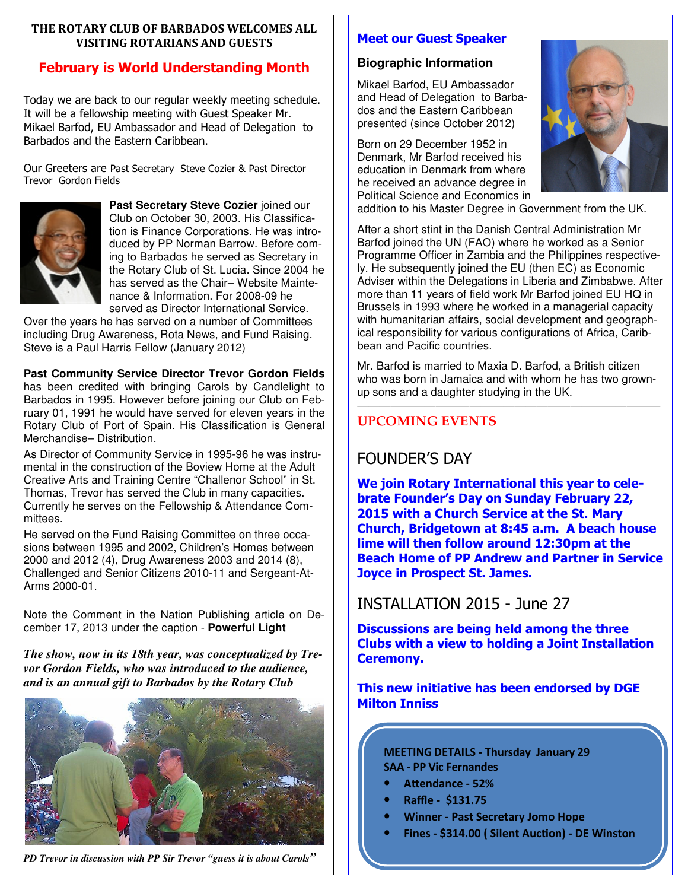**THE ROTARY CLUB OF BARBADOS WELCOMES ALL VISITING ROTARIANS AND GUESTS**

## February is World Understanding Month

Today we are back to our regular weekly meeting schedule. It will be a fellowship meeting with Guest Speaker Mr. Mikael Barfod, EU Ambassador and Head of Delegation to Barbados and the Eastern Caribbean.

Our Greeters are Past Secretary Steve Cozier & Past Director Trevor Gordon Fields

**Past Secretary Steve Cozier** joined our Club on October 30, 2003. His Classification is Finance Corporations. He was introduced by PP Norman Barrow. Before coming to Barbados he served as Secretary in the Rotary Club of St. Lucia. Since 2004 he has served as the Chair– Website Maintenance & Information. For 2008-09 he served as Director International Service. Over the years he has served on a number of Committees including Drug Awareness, Rota News, and Fund Raising. Steve is a Paul Harris Fellow (January 2012)

**Past Community Service Director Trevor Gordon Fields** has been credited with bringing Carols by Candlelight to Barbados in 1995. However before joining our Club on February 01, 1991 he would have served for eleven years in the Rotary Club of Port of Spain. His Classification is General Merchandise– Distribution.

As Director of Community Service in 1995-96 he was instrumental in the construction of the Boview Home at the Adult Creative Arts and Training Centre "Challenor School" in St. Thomas, Trevor has served the Club in many capacities. Currently he serves on the Fellowship & Attendance Committees.

He served on the Fund Raising Committee on three occasions between 1995 and 2002, Children's Homes between 2000 and 2012 (4), Drug Awareness 2003 and 2014 (8), Challenged and Senior Citizens 2010-11 and Sergeant-At-Arms 2000-01.

Note the Comment in the Nation Publishing article on December 17, 2013 under the caption - **Powerful Light**

***The show, now in its 18th year, was conceptualized by Trevor Gordon Fields, who was introduced to the audience, and is an annual gift to Barbados by the Rotary Club***

*PD Trevor in discussion with PP Sir Trevor "guess it is about Carols"*

## Meet our Guest Speaker

### Biographic Information

Mikael Barfod, EU Ambassador and Head of Delegation to Barbados and the Eastern Caribbean presented (since October 2012)

Born on 29 December 1952 in Denmark, Mr Barfod received his education in Denmark from where he received an advance degree in Political Science and Economics in addition to his Master Degree in Government from the UK.

After a short stint in the Danish Central Administration Mr Barfod joined the UN (FAO) where he worked as a Senior Programme Officer in Zambia and the Philippines respectively. He subsequently joined the EU (then EC) as Economic Adviser within the Delegations in Liberia and Zimbabwe. After more than 11 years of field work Mr Barfod joined EU HQ in Brussels in 1993 where he worked in a managerial capacity with humanitarian affairs, social development and geographical responsibility for various configurations of Africa, Caribbean and Pacific countries.

Mr. Barfod is married to Maxia D. Barfod, a British citizen who was born in Jamaica and with whom he has two grown-up sons and a daughter studying in the UK.

---

## UPCOMING EVENTS

### FOUNDER'S DAY

**We join Rotary International this year to celebrate Founder's Day on Sunday February 22, 2015 with a Church Service at the St. Mary Church, Bridgetown at 8:45 a.m. A beach house lime will then follow around 12:30pm at the Beach Home of PP Andrew and Partner in Service Joyce in Prospect St. James.**

### INSTALLATION 2015 - June 27

**Discussions are being held among the three Clubs with a view to holding a Joint Installation Ceremony.**

**This new initiative has been endorsed by DGE Milton Inniss**

**MEETING DETAILS - Thursday January 29**
**SAA - PP Vic Fernandes**

- **Attendance - 52%**
- **Raffle - $131.75**
- **Winner - Past Secretary Jomo Hope**
- **Fines - $314.00 ( Silent Auction) - DE Winston**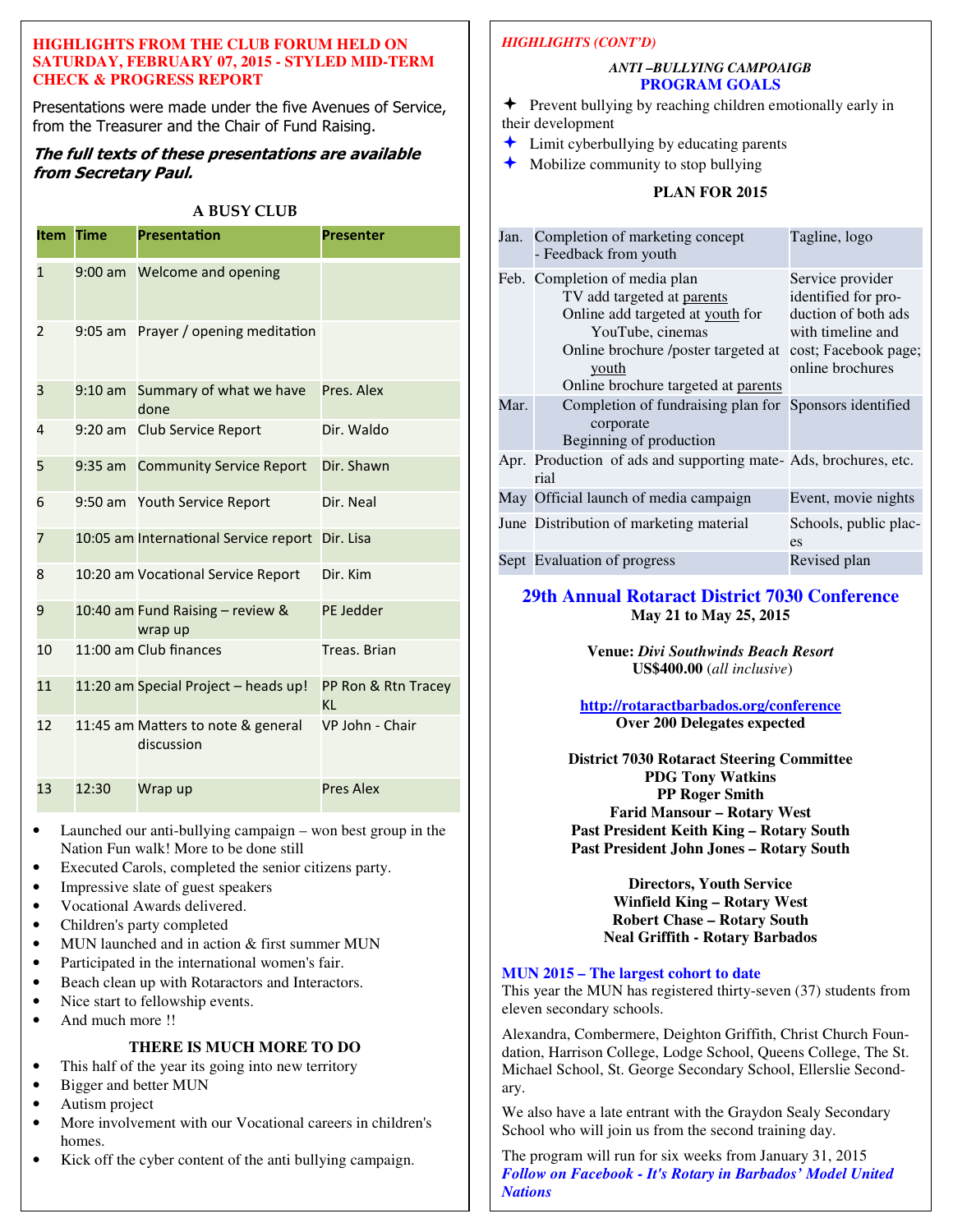## HIGHLIGHTS FROM THE CLUB FORUM HELD ON SATURDAY, FEBRUARY 07, 2015 - STYLED MID-TERM CHECK & PROGRESS REPORT

Presentations were made under the five Avenues of Service, from the Treasurer and the Chair of Fund Raising.

***The full texts of these presentations are available from Secretary Paul.***

### A BUSY CLUB

| Item | Time | Presentation | Presenter |
|---|---|---|---|
| 1 | 9:00 am | Welcome and opening | |
| 2 | 9:05 am | Prayer / opening meditation | |
| 3 | 9:10 am | Summary of what we have done | Pres. Alex |
| 4 | 9:20 am | Club Service Report | Dir. Waldo |
| 5 | 9:35 am | Community Service Report | Dir. Shawn |
| 6 | 9:50 am | Youth Service Report | Dir. Neal |
| 7 | 10:05 am | International Service report | Dir. Lisa |
| 8 | 10:20 am | Vocational Service Report | Dir. Kim |
| 9 | 10:40 am | Fund Raising – review & wrap up | PE Jedder |
| 10 | 11:00 am | Club finances | Treas. Brian |
| 11 | 11:20 am | Special Project – heads up! | PP Ron & Rtn Tracey KL |
| 12 | 11:45 am | Matters to note & general discussion | VP John - Chair |
| 13 | 12:30 | Wrap up | Pres Alex |

- Launched our anti-bullying campaign – won best group in the Nation Fun walk! More to be done still
- Executed Carols, completed the senior citizens party.
- Impressive slate of guest speakers
- Vocational Awards delivered.
- Children's party completed
- MUN launched and in action & first summer MUN
- Participated in the international women's fair.
- Beach clean up with Rotaractors and Interactors.
- Nice start to fellowship events.
- And much more !!

### THERE IS MUCH MORE TO DO

- This half of the year its going into new territory
- Bigger and better MUN
- Autism project
- More involvement with our Vocational careers in children's homes.
- Kick off the cyber content of the anti bullying campaign.

## *HIGHLIGHTS (CONT'D)*

### *ANTI –BULLYING CAMPOAIGB*

### PROGRAM GOALS

- Prevent bullying by reaching children emotionally early in their development
- Limit cyberbullying by educating parents
- Mobilize community to stop bullying

### PLAN FOR 2015

| | | |
|---|---|---|
| Jan. | Completion of marketing concept<br>- Feedback from youth | Tagline, logo |
| Feb. | Completion of media plan<br>TV add targeted at parents<br>Online add targeted at youth for YouTube, cinemas<br>Online brochure /poster targeted at youth<br>Online brochure targeted at parents | Service provider identified for production of both ads with timeline and cost; Facebook page; online brochures |
| Mar. | Completion of fundraising plan for corporate<br>Beginning of production | Sponsors identified |
| Apr. | Production of ads and supporting material | Ads, brochures, etc. |
| May | Official launch of media campaign | Event, movie nights |
| June | Distribution of marketing material | Schools, public places |
| Sept | Evaluation of progress | Revised plan |

## 29th Annual Rotaract District 7030 Conference

**May 21 to May 25, 2015**

**Venue:** ***Divi Southwinds Beach Resort***
**US$400.00** (*all inclusive*)

**http://rotaractbarbados.org/conference**
**Over 200 Delegates expected**

**District 7030 Rotaract Steering Committee**
**PDG Tony Watkins**
**PP Roger Smith**
**Farid Mansour – Rotary West**
**Past President Keith King – Rotary South**
**Past President John Jones – Rotary South**

**Directors, Youth Service**
**Winfield King – Rotary West**
**Robert Chase – Rotary South**
**Neal Griffith - Rotary Barbados**

### MUN 2015 – The largest cohort to date

This year the MUN has registered thirty-seven (37) students from eleven secondary schools.

Alexandra, Combermere, Deighton Griffith, Christ Church Foundation, Harrison College, Lodge School, Queens College, The St. Michael School, St. George Secondary School, Ellerslie Secondary.

We also have a late entrant with the Graydon Sealy Secondary School who will join us from the second training day.

The program will run for six weeks from January 31, 2015

***Follow on Facebook - It's Rotary in Barbados' Model United Nations***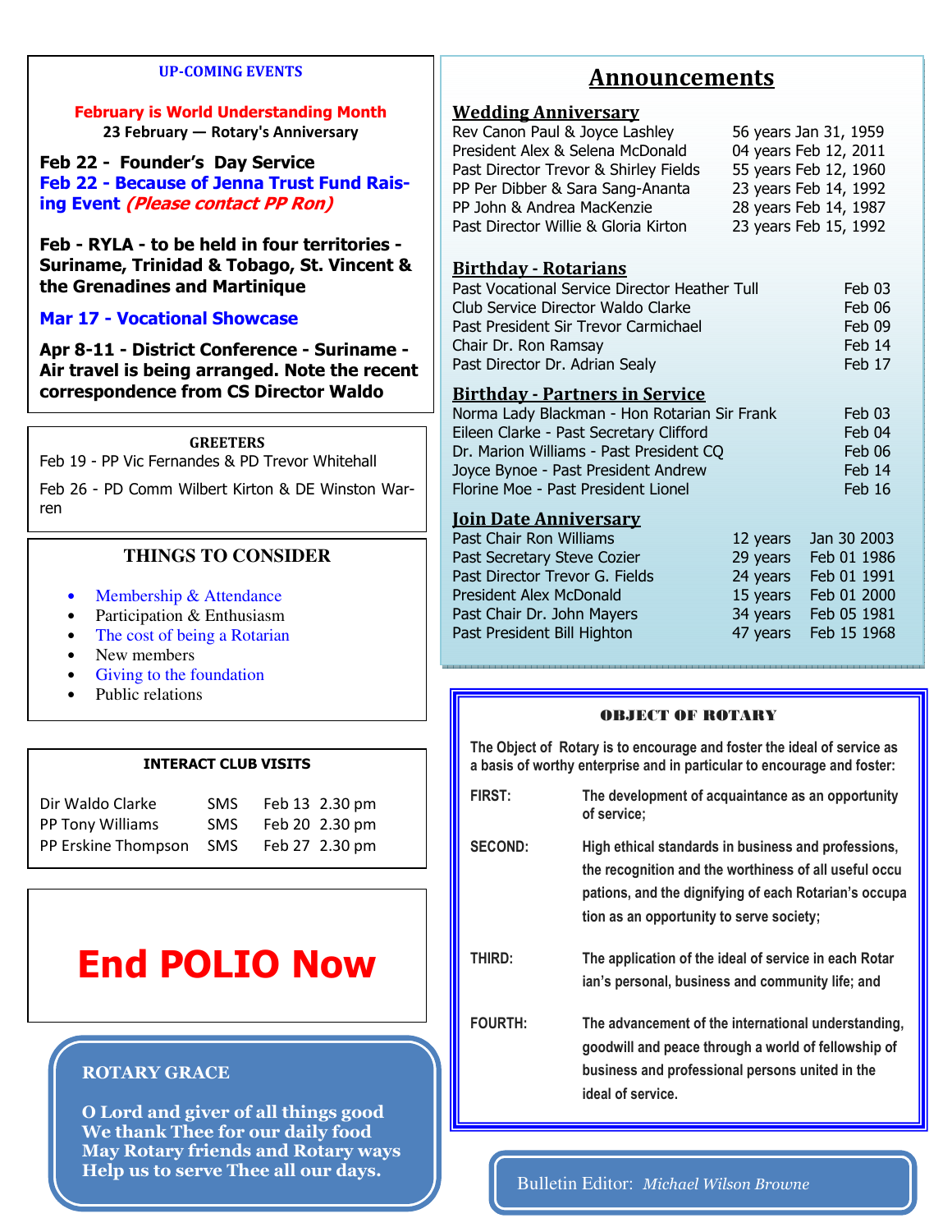**UP-COMING EVENTS**

**February is World Understanding Month**
**23 February — Rotary's Anniversary**

**Feb 22 - Founder's Day Service**
**Feb 22 - Because of Jenna Trust Fund Raising Event *(Please contact PP Ron)***

**Feb - RYLA - to be held in four territories - Suriname, Trinidad & Tobago, St. Vincent & the Grenadines and Martinique**

**Mar 17 - Vocational Showcase**

**Apr 8-11 - District Conference - Suriname - Air travel is being arranged. Note the recent correspondence from CS Director Waldo**

**GREETERS**

Feb 19 - PP Vic Fernandes & PD Trevor Whitehall

Feb 26 - PD Comm Wilbert Kirton & DE Winston Warren

**THINGS TO CONSIDER**

- Membership & Attendance
- Participation & Enthusiasm
- The cost of being a Rotarian
- New members
- Giving to the foundation
- Public relations

**INTERACT CLUB VISITS**

| | | |
|---|---|---|
| Dir Waldo Clarke | SMS | Feb 13 2.30 pm |
| PP Tony Williams | SMS | Feb 20 2.30 pm |
| PP Erskine Thompson | SMS | Feb 27 2.30 pm |

# End POLIO Now

**ROTARY GRACE**

**O Lord and giver of all things good**
**We thank Thee for our daily food**
**May Rotary friends and Rotary ways**
**Help us to serve Thee all our days.**

# Announcements

## Wedding Anniversary

| | |
|---|---|
| Rev Canon Paul & Joyce Lashley | 56 years Jan 31, 1959 |
| President Alex & Selena McDonald | 04 years Feb 12, 2011 |
| Past Director Trevor & Shirley Fields | 55 years Feb 12, 1960 |
| PP Per Dibber & Sara Sang-Ananta | 23 years Feb 14, 1992 |
| PP John & Andrea MacKenzie | 28 years Feb 14, 1987 |
| Past Director Willie & Gloria Kirton | 23 years Feb 15, 1992 |

## Birthday - Rotarians

| | |
|---|---|
| Past Vocational Service Director Heather Tull | Feb 03 |
| Club Service Director Waldo Clarke | Feb 06 |
| Past President Sir Trevor Carmichael | Feb 09 |
| Chair Dr. Ron Ramsay | Feb 14 |
| Past Director Dr. Adrian Sealy | Feb 17 |

## Birthday - Partners in Service

| | |
|---|---|
| Norma Lady Blackman - Hon Rotarian Sir Frank | Feb 03 |
| Eileen Clarke - Past Secretary Clifford | Feb 04 |
| Dr. Marion Williams - Past President CQ | Feb 06 |
| Joyce Bynoe - Past President Andrew | Feb 14 |
| Florine Moe - Past President Lionel | Feb 16 |

## Join Date Anniversary

| | | |
|---|---|---|
| Past Chair Ron Williams | 12 years | Jan 30 2003 |
| Past Secretary Steve Cozier | 29 years | Feb 01 1986 |
| Past Director Trevor G. Fields | 24 years | Feb 01 1991 |
| President Alex McDonald | 15 years | Feb 01 2000 |
| Past Chair Dr. John Mayers | 34 years | Feb 05 1981 |
| Past President Bill Highton | 47 years | Feb 15 1968 |

**OBJECT OF ROTARY**

**The Object of Rotary is to encourage and foster the ideal of service as a basis of worthy enterprise and in particular to encourage and foster:**

**FIRST:** The development of acquaintance as an opportunity of service;

**SECOND:** High ethical standards in business and professions, the recognition and the worthiness of all useful occupations, and the dignifying of each Rotarian's occupation as an opportunity to serve society;

**THIRD:** The application of the ideal of service in each Rotarian's personal, business and community life; and

**FOURTH:** The advancement of the international understanding, goodwill and peace through a world of fellowship of business and professional persons united in the ideal of service.

Bulletin Editor: *Michael Wilson Browne*